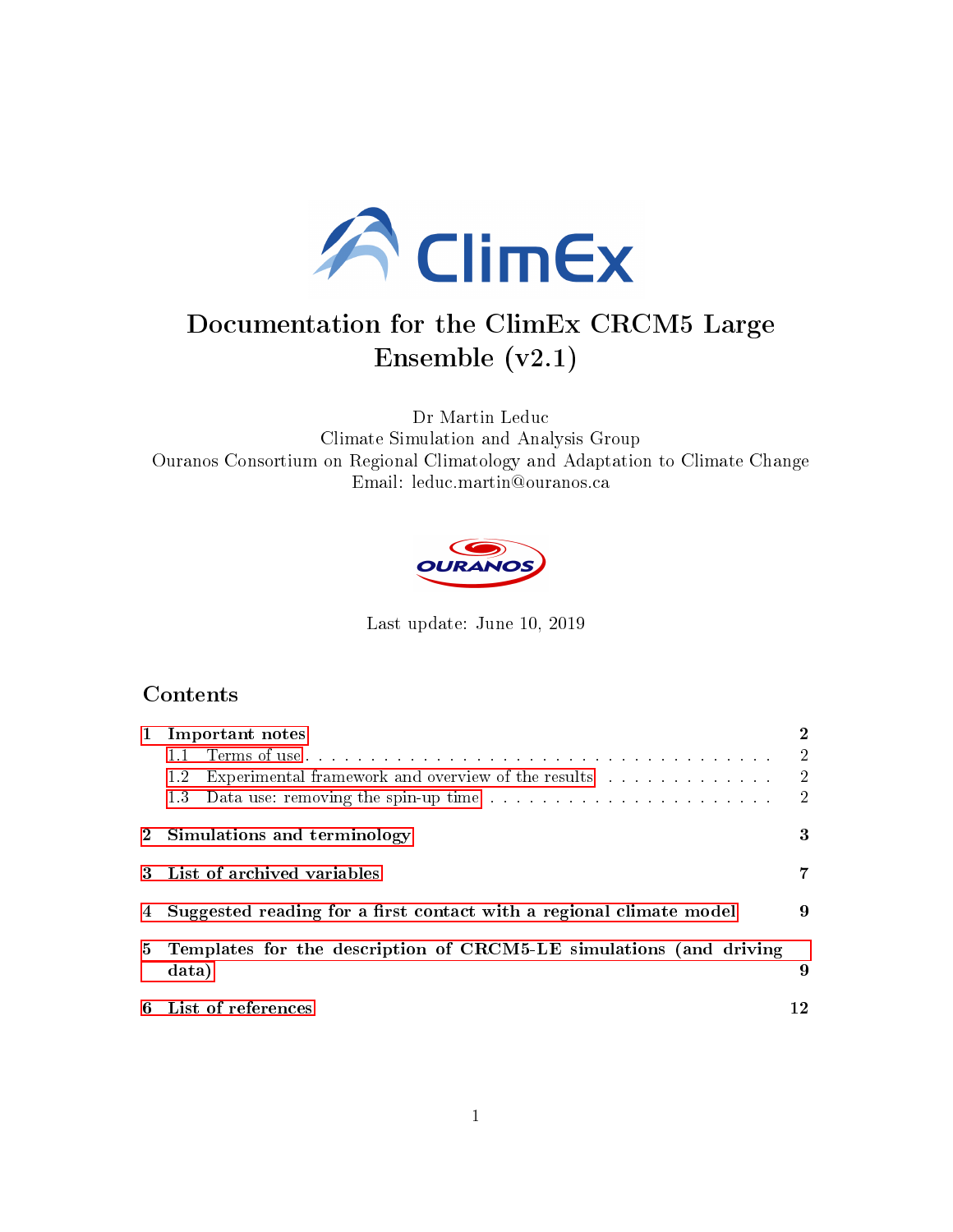# Documentation for the ClimEx CRCM5 Large Ensemble (v2.1)

Dr Martin Leduc
Climate Simulation and Analysis Group
Ouranos Consortium on Regional Climatology and Adaptation to Climate Change
Email: leduc.martin@ouranos.ca

Last update: June 10, 2019

## Contents

- **1 Important notes** — 2
  - 1.1 Terms of use — 2
  - 1.2 Experimental framework and overview of the results — 2
  - 1.3 Data use: removing the spin-up time — 2
- **2 Simulations and terminology** — 3
- **3 List of archived variables** — 7
- **4 Suggested reading for a first contact with a regional climate model** — 9
- **5 Templates for the description of CRCM5-LE simulations (and driving data)** — 9
- **6 List of references** — 12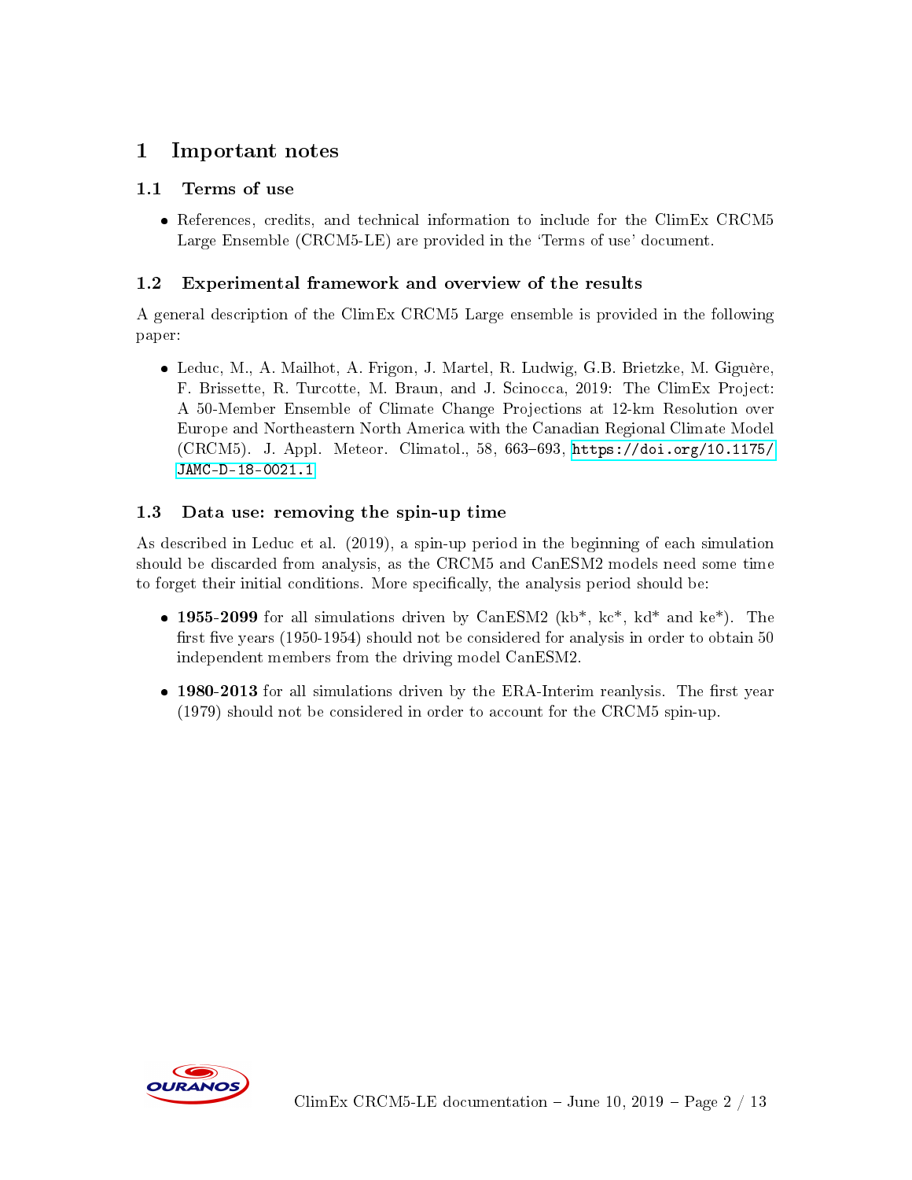# 1 Important notes

## 1.1 Terms of use

- References, credits, and technical information to include for the ClimEx CRCM5 Large Ensemble (CRCM5-LE) are provided in the 'Terms of use' document.

## 1.2 Experimental framework and overview of the results

A general description of the ClimEx CRCM5 Large ensemble is provided in the following paper:

- Leduc, M., A. Mailhot, A. Frigon, J. Martel, R. Ludwig, G.B. Brietzke, M. Giguère, F. Brissette, R. Turcotte, M. Braun, and J. Scinocca, 2019: The ClimEx Project: A 50-Member Ensemble of Climate Change Projections at 12-km Resolution over Europe and Northeastern North America with the Canadian Regional Climate Model (CRCM5). J. Appl. Meteor. Climatol., 58, 663–693, https://doi.org/10.1175/JAMC-D-18-0021.1

## 1.3 Data use: removing the spin-up time

As described in Leduc et al. (2019), a spin-up period in the beginning of each simulation should be discarded from analysis, as the CRCM5 and CanESM2 models need some time to forget their initial conditions. More specifically, the analysis period should be:

- **1955-2099** for all simulations driven by CanESM2 (kb*, kc*, kd* and ke*). The first five years (1950-1954) should not be considered for analysis in order to obtain 50 independent members from the driving model CanESM2.
- **1980-2013** for all simulations driven by the ERA-Interim reanlysis. The first year (1979) should not be considered in order to account for the CRCM5 spin-up.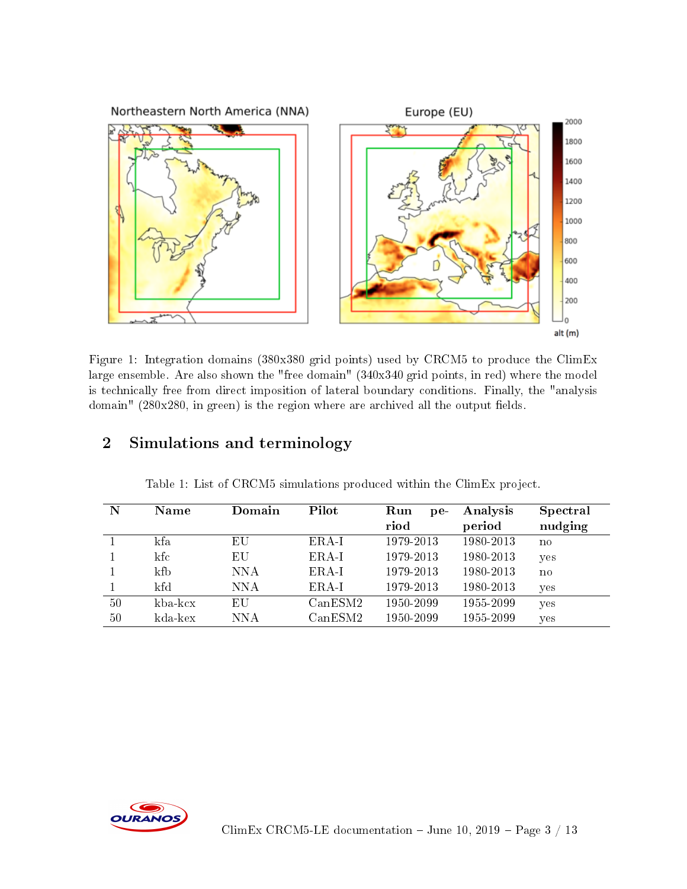Figure 1: Integration domains (380x380 grid points) used by CRCM5 to produce the ClimEx large ensemble. Are also shown the "free domain" (340x340 grid points, in red) where the model is technically free from direct imposition of lateral boundary conditions. Finally, the "analysis domain" (280x280, in green) is the region where are archived all the output fields.

## 2 Simulations and terminology

Table 1: List of CRCM5 simulations produced within the ClimEx project.

| N | Name | Domain | Pilot | Run period | Analysis period | Spectral nudging |
|---|---|---|---|---|---|---|
| 1 | kfa | EU | ERA-I | 1979-2013 | 1980-2013 | no |
| 1 | kfc | EU | ERA-I | 1979-2013 | 1980-2013 | yes |
| 1 | kfb | NNA | ERA-I | 1979-2013 | 1980-2013 | no |
| 1 | kfd | NNA | ERA-I | 1979-2013 | 1980-2013 | yes |
| 50 | kba-kcx | EU | CanESM2 | 1950-2099 | 1955-2099 | yes |
| 50 | kda-kex | NNA | CanESM2 | 1950-2099 | 1955-2099 | yes |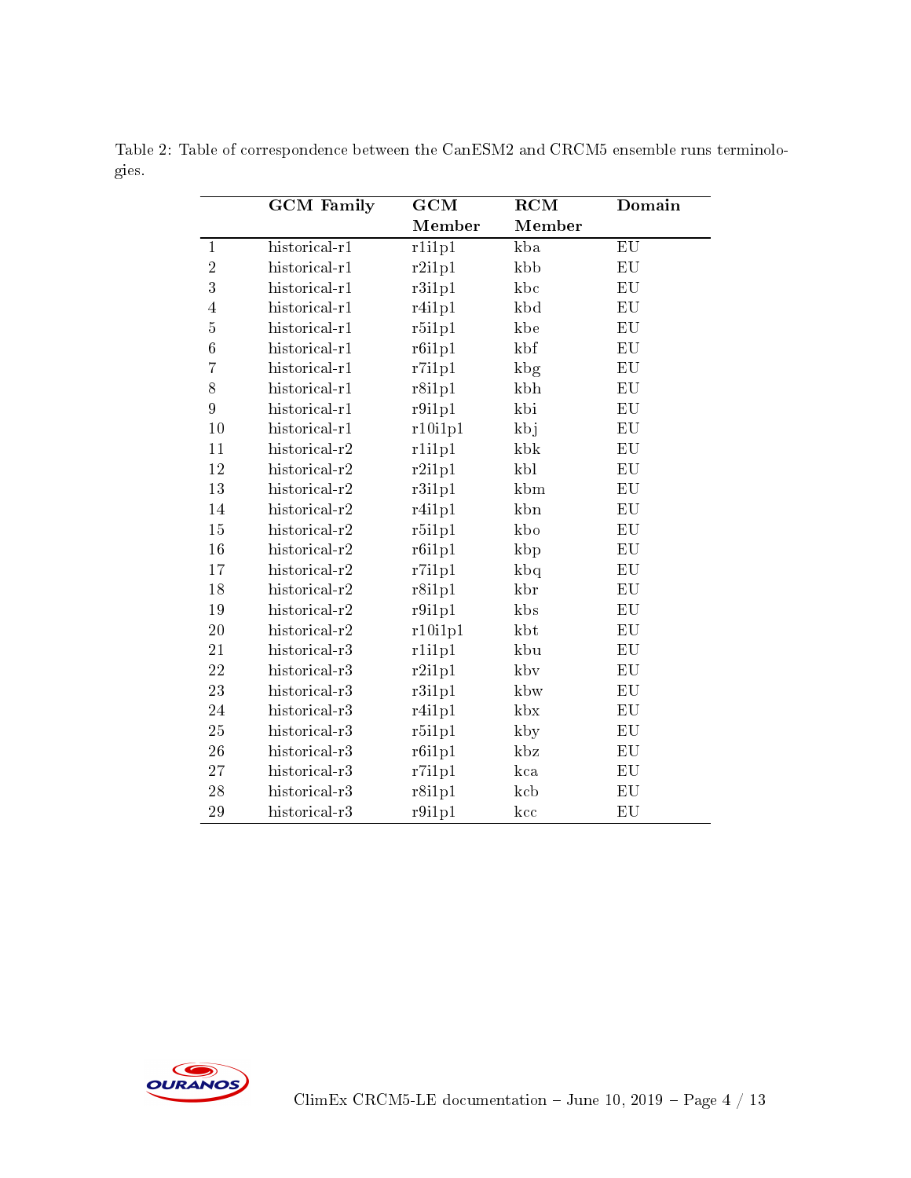Table 2: Table of correspondence between the CanESM2 and CRCM5 ensemble runs terminologies.

| | GCM Family | GCM Member | RCM Member | Domain |
|---|---|---|---|---|
| 1 | historical-r1 | r1i1p1 | kba | EU |
| 2 | historical-r1 | r2i1p1 | kbb | EU |
| 3 | historical-r1 | r3i1p1 | kbc | EU |
| 4 | historical-r1 | r4i1p1 | kbd | EU |
| 5 | historical-r1 | r5i1p1 | kbe | EU |
| 6 | historical-r1 | r6i1p1 | kbf | EU |
| 7 | historical-r1 | r7i1p1 | kbg | EU |
| 8 | historical-r1 | r8i1p1 | kbh | EU |
| 9 | historical-r1 | r9i1p1 | kbi | EU |
| 10 | historical-r1 | r10i1p1 | kbj | EU |
| 11 | historical-r2 | r1i1p1 | kbk | EU |
| 12 | historical-r2 | r2i1p1 | kbl | EU |
| 13 | historical-r2 | r3i1p1 | kbm | EU |
| 14 | historical-r2 | r4i1p1 | kbn | EU |
| 15 | historical-r2 | r5i1p1 | kbo | EU |
| 16 | historical-r2 | r6i1p1 | kbp | EU |
| 17 | historical-r2 | r7i1p1 | kbq | EU |
| 18 | historical-r2 | r8i1p1 | kbr | EU |
| 19 | historical-r2 | r9i1p1 | kbs | EU |
| 20 | historical-r2 | r10i1p1 | kbt | EU |
| 21 | historical-r3 | r1i1p1 | kbu | EU |
| 22 | historical-r3 | r2i1p1 | kbv | EU |
| 23 | historical-r3 | r3i1p1 | kbw | EU |
| 24 | historical-r3 | r4i1p1 | kbx | EU |
| 25 | historical-r3 | r5i1p1 | kby | EU |
| 26 | historical-r3 | r6i1p1 | kbz | EU |
| 27 | historical-r3 | r7i1p1 | kca | EU |
| 28 | historical-r3 | r8i1p1 | kcb | EU |
| 29 | historical-r3 | r9i1p1 | kcc | EU |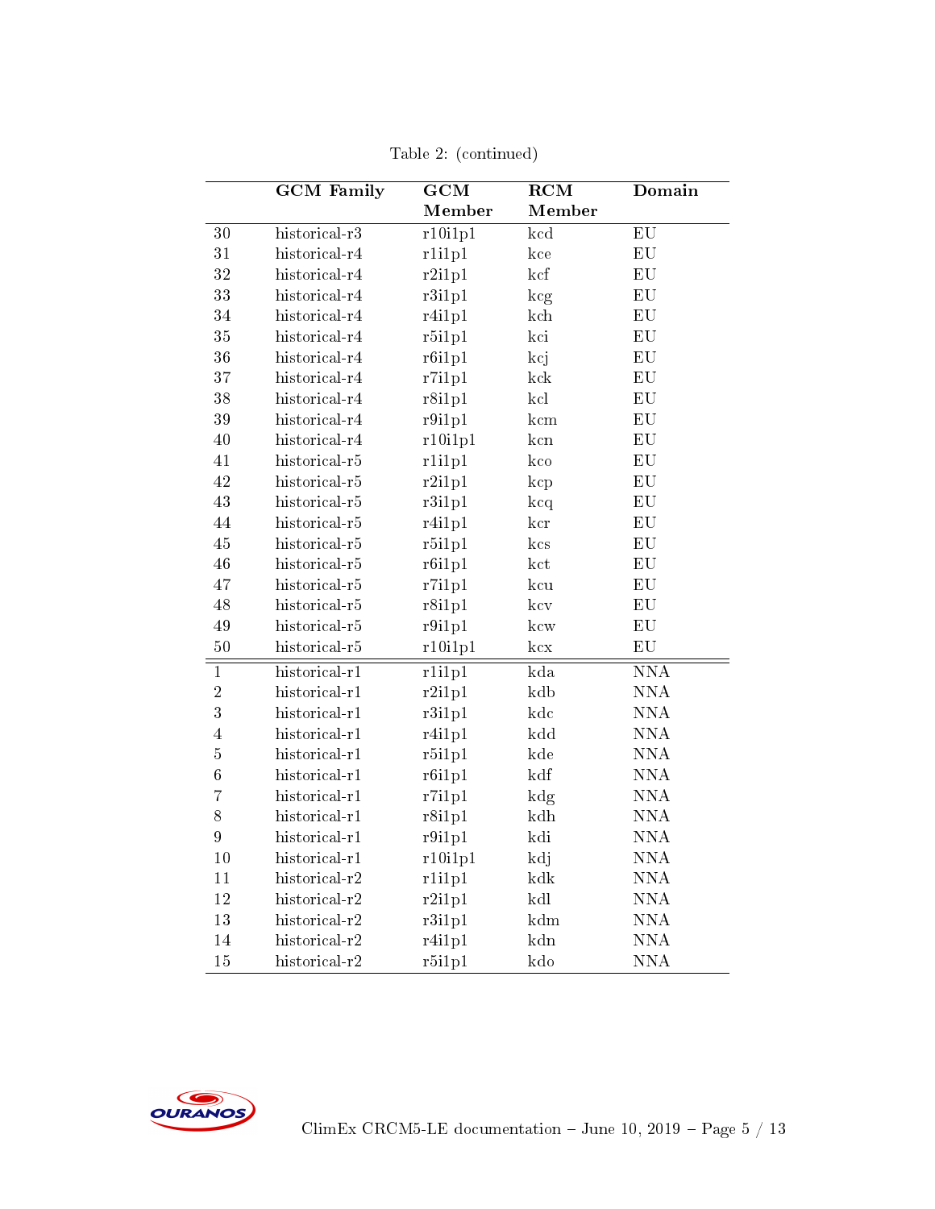Table 2: (continued)

| | GCM Family | GCM Member | RCM Member | Domain |
|---|---|---|---|---|
| 30 | historical-r3 | r10i1p1 | kcd | EU |
| 31 | historical-r4 | r1i1p1 | kce | EU |
| 32 | historical-r4 | r2i1p1 | kcf | EU |
| 33 | historical-r4 | r3i1p1 | kcg | EU |
| 34 | historical-r4 | r4i1p1 | kch | EU |
| 35 | historical-r4 | r5i1p1 | kci | EU |
| 36 | historical-r4 | r6i1p1 | kcj | EU |
| 37 | historical-r4 | r7i1p1 | kck | EU |
| 38 | historical-r4 | r8i1p1 | kcl | EU |
| 39 | historical-r4 | r9i1p1 | kcm | EU |
| 40 | historical-r4 | r10i1p1 | kcn | EU |
| 41 | historical-r5 | r1i1p1 | kco | EU |
| 42 | historical-r5 | r2i1p1 | kcp | EU |
| 43 | historical-r5 | r3i1p1 | kcq | EU |
| 44 | historical-r5 | r4i1p1 | kcr | EU |
| 45 | historical-r5 | r5i1p1 | kcs | EU |
| 46 | historical-r5 | r6i1p1 | kct | EU |
| 47 | historical-r5 | r7i1p1 | kcu | EU |
| 48 | historical-r5 | r8i1p1 | kcv | EU |
| 49 | historical-r5 | r9i1p1 | kcw | EU |
| 50 | historical-r5 | r10i1p1 | kcx | EU |
| 1 | historical-r1 | r1i1p1 | kda | NNA |
| 2 | historical-r1 | r2i1p1 | kdb | NNA |
| 3 | historical-r1 | r3i1p1 | kdc | NNA |
| 4 | historical-r1 | r4i1p1 | kdd | NNA |
| 5 | historical-r1 | r5i1p1 | kde | NNA |
| 6 | historical-r1 | r6i1p1 | kdf | NNA |
| 7 | historical-r1 | r7i1p1 | kdg | NNA |
| 8 | historical-r1 | r8i1p1 | kdh | NNA |
| 9 | historical-r1 | r9i1p1 | kdi | NNA |
| 10 | historical-r1 | r10i1p1 | kdj | NNA |
| 11 | historical-r2 | r1i1p1 | kdk | NNA |
| 12 | historical-r2 | r2i1p1 | kdl | NNA |
| 13 | historical-r2 | r3i1p1 | kdm | NNA |
| 14 | historical-r2 | r4i1p1 | kdn | NNA |
| 15 | historical-r2 | r5i1p1 | kdo | NNA |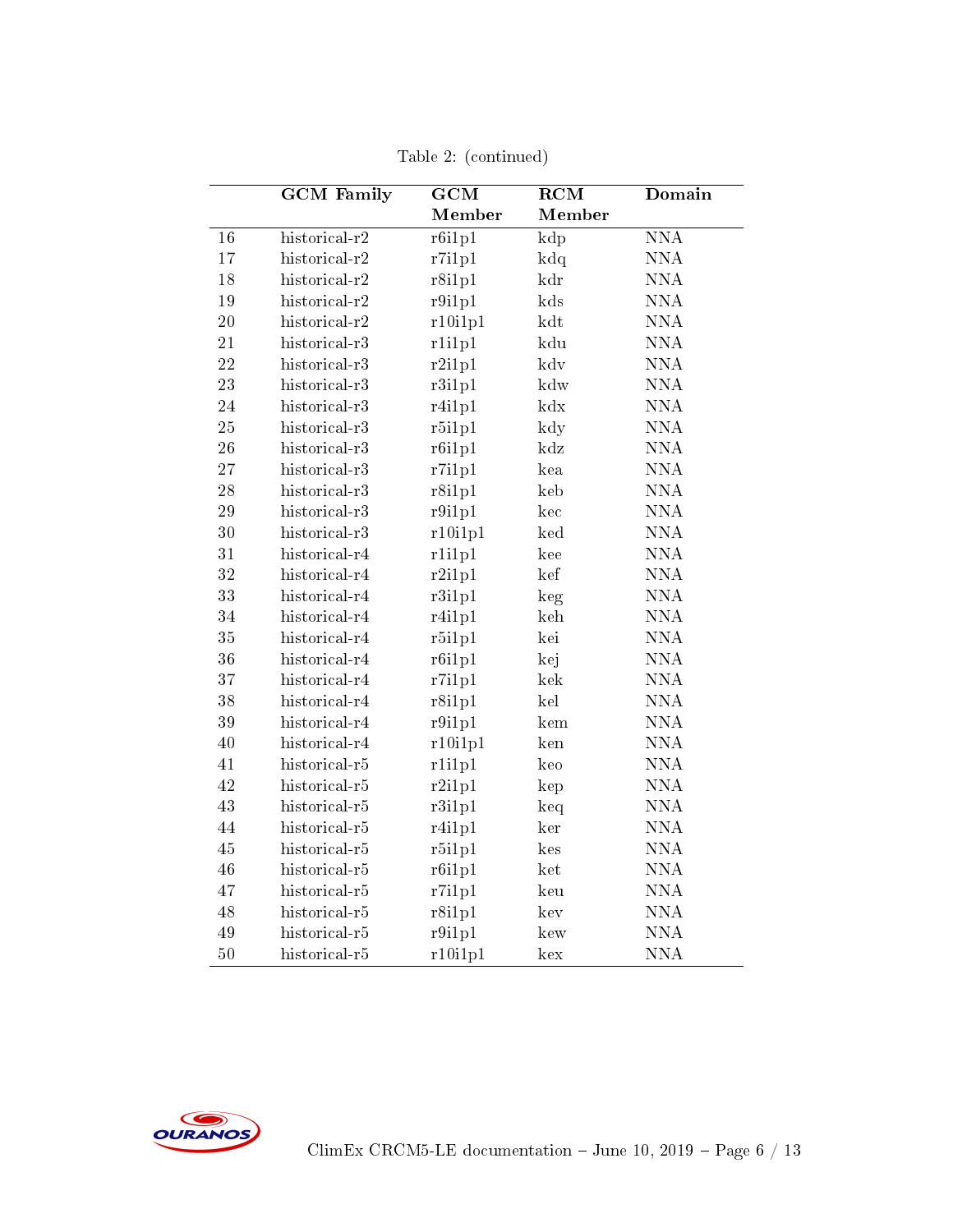Table 2: (continued)

| | GCM Family | GCM Member | RCM Member | Domain |
|---|---|---|---|---|
| 16 | historical-r2 | r6i1p1 | kdp | NNA |
| 17 | historical-r2 | r7i1p1 | kdq | NNA |
| 18 | historical-r2 | r8i1p1 | kdr | NNA |
| 19 | historical-r2 | r9i1p1 | kds | NNA |
| 20 | historical-r2 | r10i1p1 | kdt | NNA |
| 21 | historical-r3 | r1i1p1 | kdu | NNA |
| 22 | historical-r3 | r2i1p1 | kdv | NNA |
| 23 | historical-r3 | r3i1p1 | kdw | NNA |
| 24 | historical-r3 | r4i1p1 | kdx | NNA |
| 25 | historical-r3 | r5i1p1 | kdy | NNA |
| 26 | historical-r3 | r6i1p1 | kdz | NNA |
| 27 | historical-r3 | r7i1p1 | kea | NNA |
| 28 | historical-r3 | r8i1p1 | keb | NNA |
| 29 | historical-r3 | r9i1p1 | kec | NNA |
| 30 | historical-r3 | r10i1p1 | ked | NNA |
| 31 | historical-r4 | r1i1p1 | kee | NNA |
| 32 | historical-r4 | r2i1p1 | kef | NNA |
| 33 | historical-r4 | r3i1p1 | keg | NNA |
| 34 | historical-r4 | r4i1p1 | keh | NNA |
| 35 | historical-r4 | r5i1p1 | kei | NNA |
| 36 | historical-r4 | r6i1p1 | kej | NNA |
| 37 | historical-r4 | r7i1p1 | kek | NNA |
| 38 | historical-r4 | r8i1p1 | kel | NNA |
| 39 | historical-r4 | r9i1p1 | kem | NNA |
| 40 | historical-r4 | r10i1p1 | ken | NNA |
| 41 | historical-r5 | r1i1p1 | keo | NNA |
| 42 | historical-r5 | r2i1p1 | kep | NNA |
| 43 | historical-r5 | r3i1p1 | keq | NNA |
| 44 | historical-r5 | r4i1p1 | ker | NNA |
| 45 | historical-r5 | r5i1p1 | kes | NNA |
| 46 | historical-r5 | r6i1p1 | ket | NNA |
| 47 | historical-r5 | r7i1p1 | keu | NNA |
| 48 | historical-r5 | r8i1p1 | kev | NNA |
| 49 | historical-r5 | r9i1p1 | kew | NNA |
| 50 | historical-r5 | r10i1p1 | kex | NNA |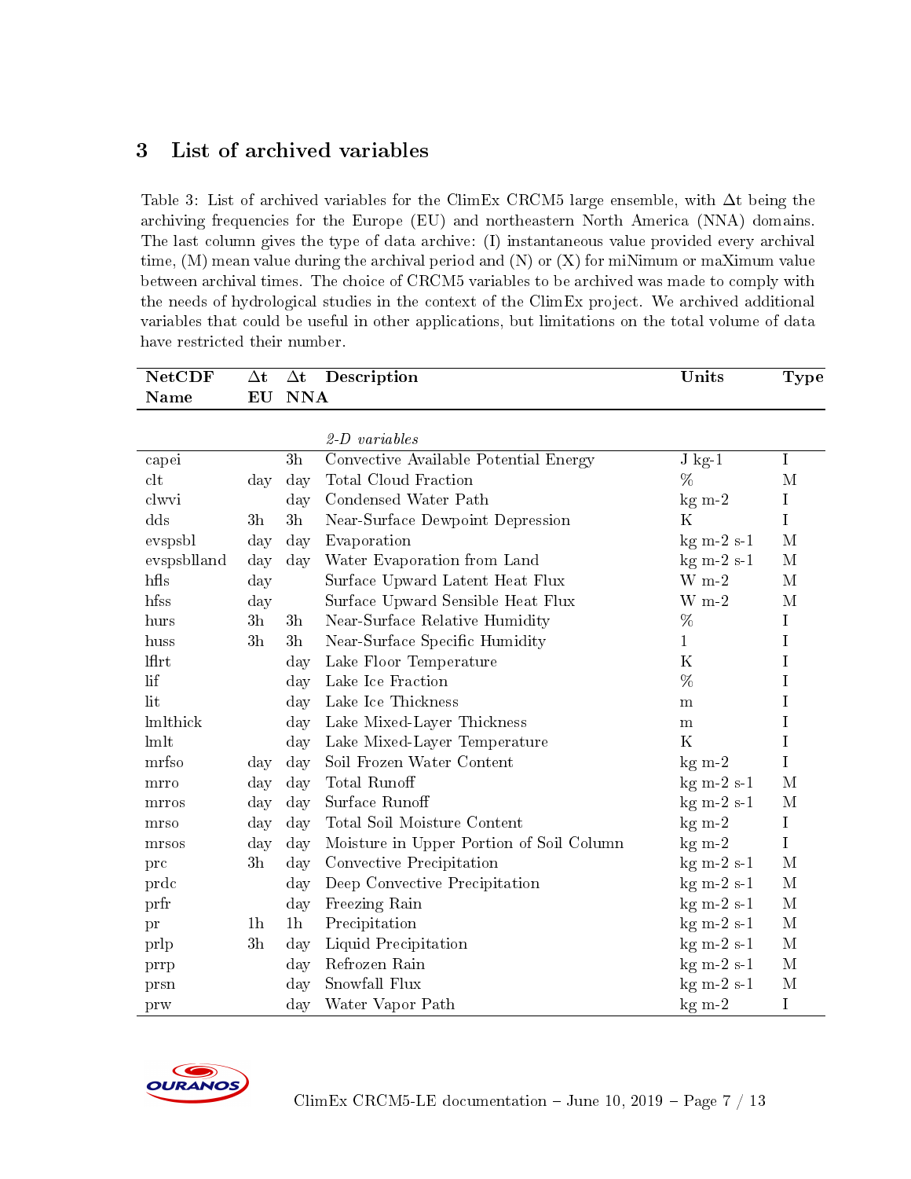## 3 List of archived variables

Table 3: List of archived variables for the ClimEx CRCM5 large ensemble, with Δt being the archiving frequencies for the Europe (EU) and northeastern North America (NNA) domains. The last column gives the type of data archive: (I) instantaneous value provided every archival time, (M) mean value during the archival period and (N) or (X) for miNimum or maXimum value between archival times. The choice of CRCM5 variables to be archived was made to comply with the needs of hydrological studies in the context of the ClimEx project. We archived additional variables that could be useful in other applications, but limitations on the total volume of data have restricted their number.

| NetCDF Name | Δt EU | Δt NNA | Description | Units | Type |
|---|---|---|---|---|---|
| | | | *2-D variables* | | |
| capei | | 3h | Convective Available Potential Energy | J kg-1 | I |
| clt | day | day | Total Cloud Fraction | % | M |
| clwvi | | day | Condensed Water Path | kg m-2 | I |
| dds | 3h | 3h | Near-Surface Dewpoint Depression | K | I |
| evspsbl | day | day | Evaporation | kg m-2 s-1 | M |
| evspsblland | day | day | Water Evaporation from Land | kg m-2 s-1 | M |
| hfls | day | | Surface Upward Latent Heat Flux | W m-2 | M |
| hfss | day | | Surface Upward Sensible Heat Flux | W m-2 | M |
| hurs | 3h | 3h | Near-Surface Relative Humidity | % | I |
| huss | 3h | 3h | Near-Surface Specific Humidity | 1 | I |
| lflrt | | day | Lake Floor Temperature | K | I |
| lif | | day | Lake Ice Fraction | % | I |
| lit | | day | Lake Ice Thickness | m | I |
| lmlthick | | day | Lake Mixed-Layer Thickness | m | I |
| lmlt | | day | Lake Mixed-Layer Temperature | K | I |
| mrfso | day | day | Soil Frozen Water Content | kg m-2 | I |
| mrro | day | day | Total Runoff | kg m-2 s-1 | M |
| mrros | day | day | Surface Runoff | kg m-2 s-1 | M |
| mrso | day | day | Total Soil Moisture Content | kg m-2 | I |
| mrsos | day | day | Moisture in Upper Portion of Soil Column | kg m-2 | I |
| prc | 3h | day | Convective Precipitation | kg m-2 s-1 | M |
| prdc | | day | Deep Convective Precipitation | kg m-2 s-1 | M |
| prfr | | day | Freezing Rain | kg m-2 s-1 | M |
| pr | 1h | 1h | Precipitation | kg m-2 s-1 | M |
| prlp | 3h | day | Liquid Precipitation | kg m-2 s-1 | M |
| prrp | | day | Refrozen Rain | kg m-2 s-1 | M |
| prsn | | day | Snowfall Flux | kg m-2 s-1 | M |
| prw | | day | Water Vapor Path | kg m-2 | I |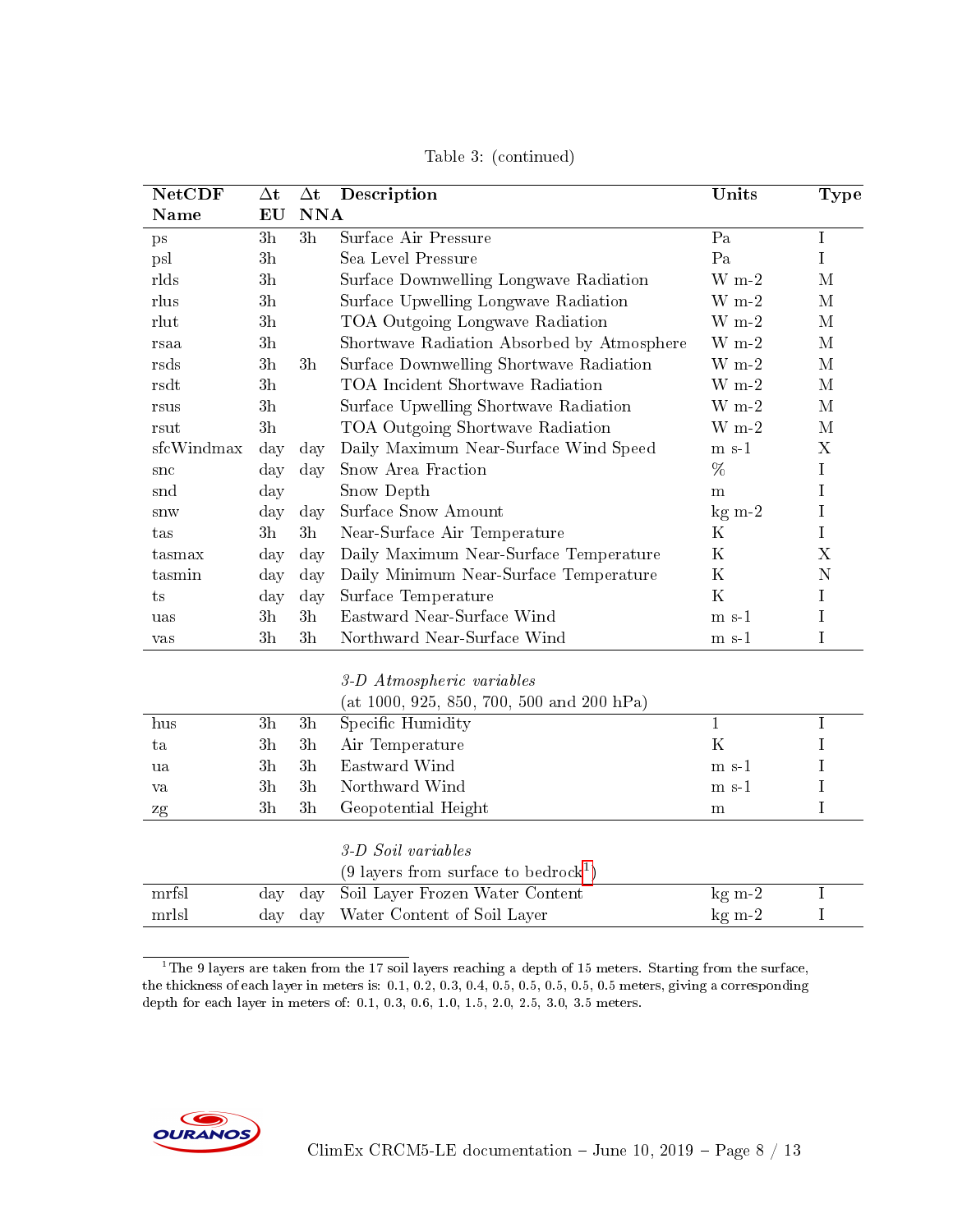Table 3: (continued)

| NetCDF Name | Δt EU | Δt NNA | Description | Units | Type |
|---|---|---|---|---|---|
| ps | 3h | 3h | Surface Air Pressure | Pa | I |
| psl | 3h | | Sea Level Pressure | Pa | I |
| rlds | 3h | | Surface Downwelling Longwave Radiation | W m-2 | M |
| rlus | 3h | | Surface Upwelling Longwave Radiation | W m-2 | M |
| rlut | 3h | | TOA Outgoing Longwave Radiation | W m-2 | M |
| rsaa | 3h | | Shortwave Radiation Absorbed by Atmosphere | W m-2 | M |
| rsds | 3h | 3h | Surface Downwelling Shortwave Radiation | W m-2 | M |
| rsdt | 3h | | TOA Incident Shortwave Radiation | W m-2 | M |
| rsus | 3h | | Surface Upwelling Shortwave Radiation | W m-2 | M |
| rsut | 3h | | TOA Outgoing Shortwave Radiation | W m-2 | M |
| sfcWindmax | day | day | Daily Maximum Near-Surface Wind Speed | m s-1 | X |
| snc | day | day | Snow Area Fraction | % | I |
| snd | day | | Snow Depth | m | I |
| snw | day | day | Surface Snow Amount | kg m-2 | I |
| tas | 3h | 3h | Near-Surface Air Temperature | K | I |
| tasmax | day | day | Daily Maximum Near-Surface Temperature | K | X |
| tasmin | day | day | Daily Minimum Near-Surface Temperature | K | N |
| ts | day | day | Surface Temperature | K | I |
| uas | 3h | 3h | Eastward Near-Surface Wind | m s-1 | I |
| vas | 3h | 3h | Northward Near-Surface Wind | m s-1 | I |
| | | | *3-D Atmospheric variables* (at 1000, 925, 850, 700, 500 and 200 hPa) | | |
| hus | 3h | 3h | Specific Humidity | 1 | I |
| ta | 3h | 3h | Air Temperature | K | I |
| ua | 3h | 3h | Eastward Wind | m s-1 | I |
| va | 3h | 3h | Northward Wind | m s-1 | I |
| zg | 3h | 3h | Geopotential Height | m | I |
| | | | *3-D Soil variables* (9 layers from surface to bedrock[1]) | | |
| mrfsl | day | day | Soil Layer Frozen Water Content | kg m-2 | I |
| mrlsl | day | day | Water Content of Soil Layer | kg m-2 | I |

[1] The 9 layers are taken from the 17 soil layers reaching a depth of 15 meters. Starting from the surface, the thickness of each layer in meters is: 0.1, 0.2, 0.3, 0.4, 0.5, 0.5, 0.5, 0.5, 0.5 meters, giving a corresponding depth for each layer in meters of: 0.1, 0.3, 0.6, 1.0, 1.5, 2.0, 2.5, 3.0, 3.5 meters.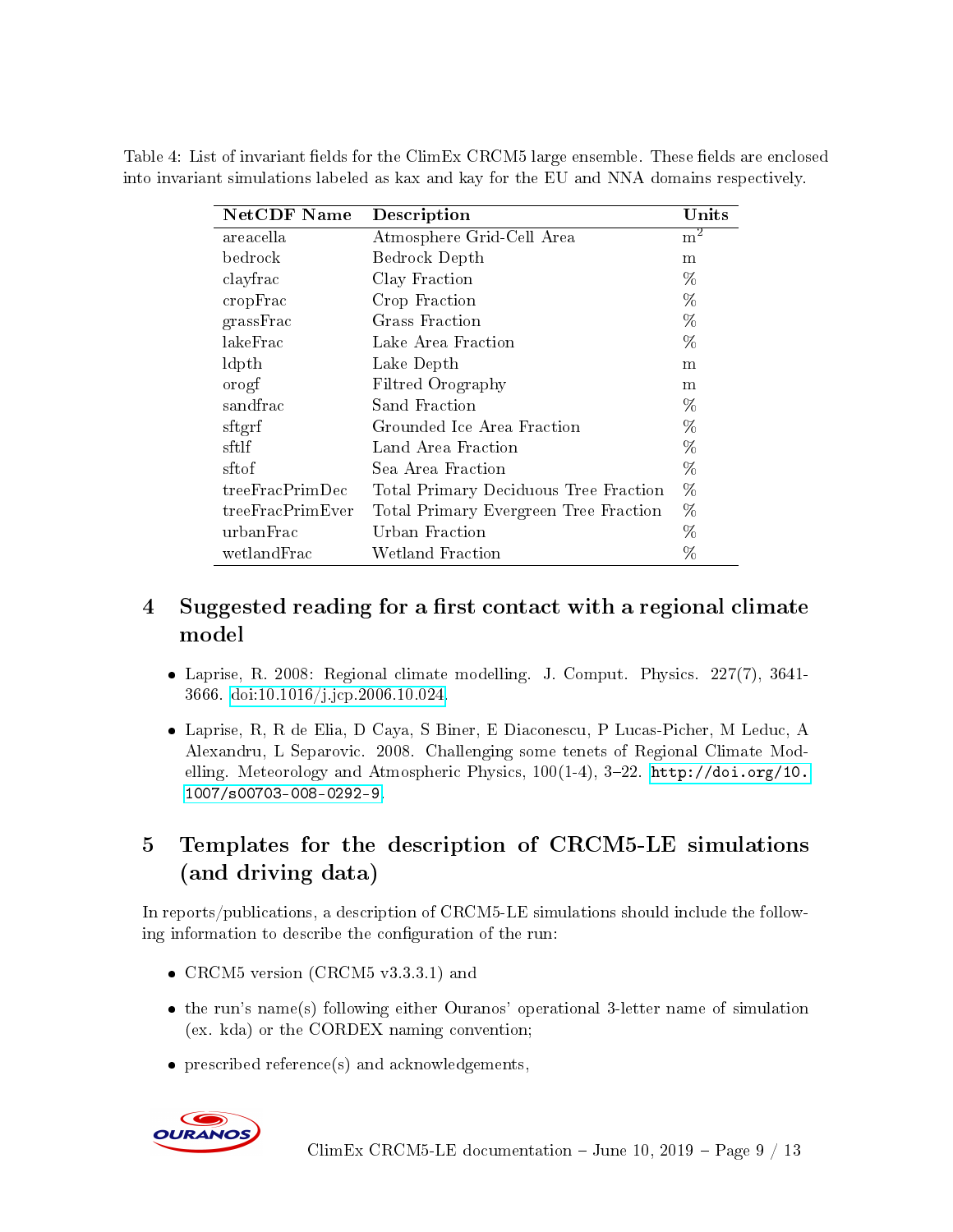Table 4: List of invariant fields for the ClimEx CRCM5 large ensemble. These fields are enclosed into invariant simulations labeled as kax and kay for the EU and NNA domains respectively.

| NetCDF Name | Description | Units |
|---|---|---|
| areacella | Atmosphere Grid-Cell Area | $m^2$ |
| bedrock | Bedrock Depth | m |
| clayfrac | Clay Fraction | % |
| cropFrac | Crop Fraction | % |
| grassFrac | Grass Fraction | % |
| lakeFrac | Lake Area Fraction | % |
| ldpth | Lake Depth | m |
| orogf | Filtred Orography | m |
| sandfrac | Sand Fraction | % |
| sftgrf | Grounded Ice Area Fraction | % |
| sftlf | Land Area Fraction | % |
| sftof | Sea Area Fraction | % |
| treeFracPrimDec | Total Primary Deciduous Tree Fraction | % |
| treeFracPrimEver | Total Primary Evergreen Tree Fraction | % |
| urbanFrac | Urban Fraction | % |
| wetlandFrac | Wetland Fraction | % |

## 4 Suggested reading for a first contact with a regional climate model

- Laprise, R. 2008: Regional climate modelling. J. Comput. Physics. 227(7), 3641-3666. doi:10.1016/j.jcp.2006.10.024.
- Laprise, R, R de Elia, D Caya, S Biner, E Diaconescu, P Lucas-Picher, M Leduc, A Alexandru, L Separovic. 2008. Challenging some tenets of Regional Climate Modelling. Meteorology and Atmospheric Physics, 100(1-4), 3–22. `http://doi.org/10.1007/s00703-008-0292-9`.

## 5 Templates for the description of CRCM5-LE simulations (and driving data)

In reports/publications, a description of CRCM5-LE simulations should include the following information to describe the configuration of the run:

- CRCM5 version (CRCM5 v3.3.3.1) and
- the run's name(s) following either Ouranos' operational 3-letter name of simulation (ex. kda) or the CORDEX naming convention;
- prescribed reference(s) and acknowledgements,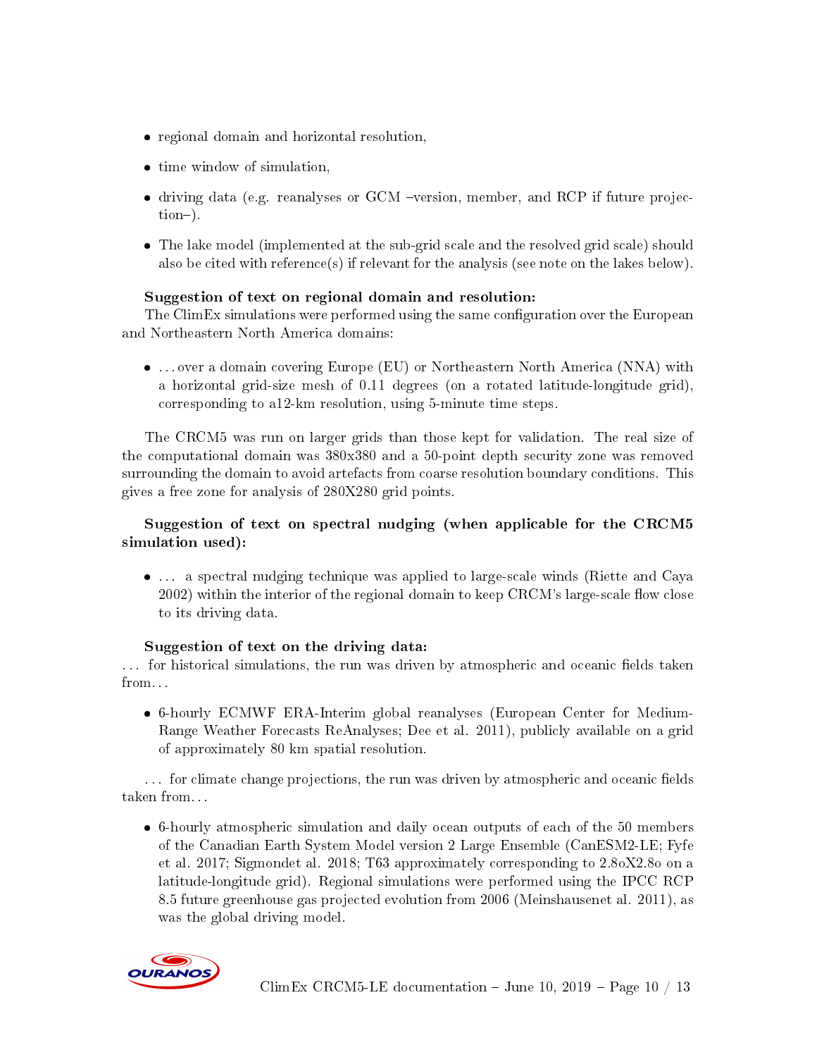- regional domain and horizontal resolution,
- time window of simulation,
- driving data (e.g. reanalyses or GCM –version, member, and RCP if future projection–).
- The lake model (implemented at the sub-grid scale and the resolved grid scale) should also be cited with reference(s) if relevant for the analysis (see note on the lakes below).

**Suggestion of text on regional domain and resolution:**
The ClimEx simulations were performed using the same configuration over the European and Northeastern North America domains:

- …over a domain covering Europe (EU) or Northeastern North America (NNA) with a horizontal grid-size mesh of 0.11 degrees (on a rotated latitude-longitude grid), corresponding to a12-km resolution, using 5-minute time steps.

The CRCM5 was run on larger grids than those kept for validation. The real size of the computational domain was 380x380 and a 50-point depth security zone was removed surrounding the domain to avoid artefacts from coarse resolution boundary conditions. This gives a free zone for analysis of 280X280 grid points.

**Suggestion of text on spectral nudging (when applicable for the CRCM5 simulation used):**

- … a spectral nudging technique was applied to large-scale winds (Riette and Caya 2002) within the interior of the regional domain to keep CRCM's large-scale flow close to its driving data.

**Suggestion of text on the driving data:**
… for historical simulations, the run was driven by atmospheric and oceanic fields taken from…

- 6-hourly ECMWF ERA-Interim global reanalyses (European Center for Medium-Range Weather Forecasts ReAnalyses; Dee et al. 2011), publicly available on a grid of approximately 80 km spatial resolution.

… for climate change projections, the run was driven by atmospheric and oceanic fields taken from…

- 6-hourly atmospheric simulation and daily ocean outputs of each of the 50 members of the Canadian Earth System Model version 2 Large Ensemble (CanESM2-LE; Fyfe et al. 2017; Sigmondet al. 2018; T63 approximately corresponding to 2.8oX2.8o on a latitude-longitude grid). Regional simulations were performed using the IPCC RCP 8.5 future greenhouse gas projected evolution from 2006 (Meinshausenet al. 2011), as was the global driving model.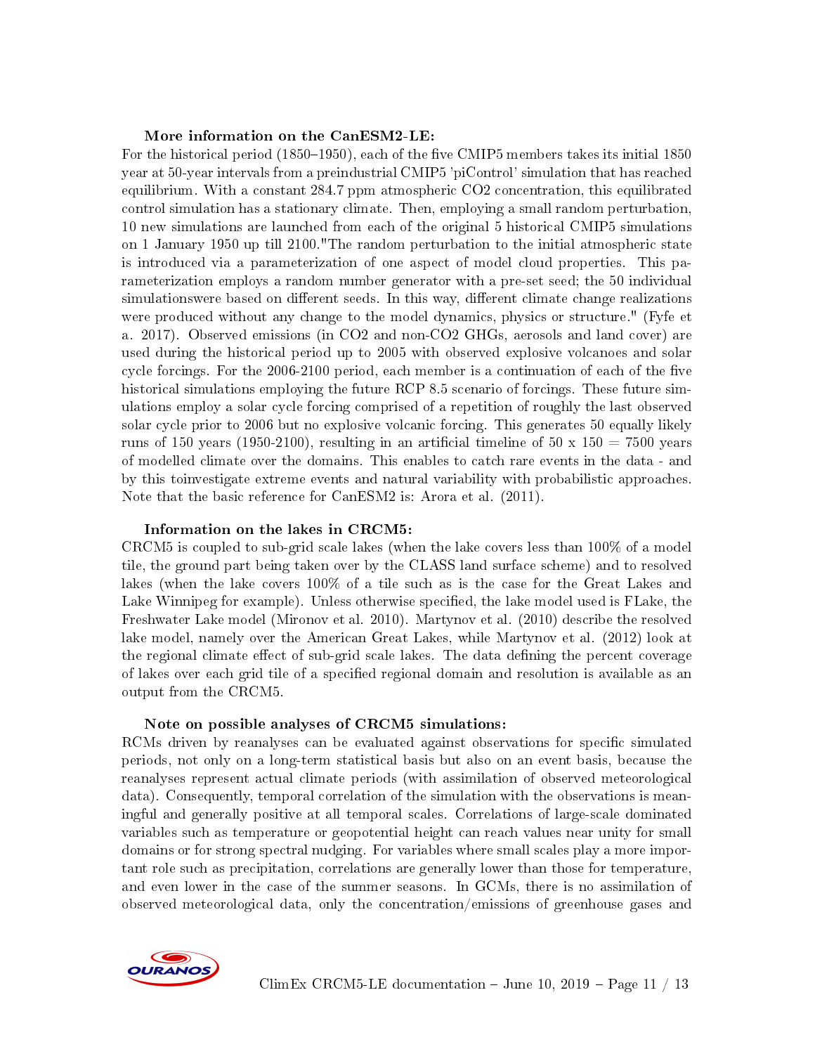**More information on the CanESM2-LE:**

For the historical period (1850–1950), each of the five CMIP5 members takes its initial 1850 year at 50-year intervals from a preindustrial CMIP5 'piControl' simulation that has reached equilibrium. With a constant 284.7 ppm atmospheric CO2 concentration, this equilibrated control simulation has a stationary climate. Then, employing a small random perturbation, 10 new simulations are launched from each of the original 5 historical CMIP5 simulations on 1 January 1950 up till 2100."The random perturbation to the initial atmospheric state is introduced via a parameterization of one aspect of model cloud properties. This parameterization employs a random number generator with a pre-set seed; the 50 individual simulationswere based on different seeds. In this way, different climate change realizations were produced without any change to the model dynamics, physics or structure." (Fyfe et a. 2017). Observed emissions (in CO2 and non-CO2 GHGs, aerosols and land cover) are used during the historical period up to 2005 with observed explosive volcanoes and solar cycle forcings. For the 2006-2100 period, each member is a continuation of each of the five historical simulations employing the future RCP 8.5 scenario of forcings. These future simulations employ a solar cycle forcing comprised of a repetition of roughly the last observed solar cycle prior to 2006 but no explosive volcanic forcing. This generates 50 equally likely runs of 150 years (1950-2100), resulting in an artificial timeline of 50 x 150 = 7500 years of modelled climate over the domains. This enables to catch rare events in the data - and by this toinvestigate extreme events and natural variability with probabilistic approaches. Note that the basic reference for CanESM2 is: Arora et al. (2011).

**Information on the lakes in CRCM5:**

CRCM5 is coupled to sub-grid scale lakes (when the lake covers less than 100% of a model tile, the ground part being taken over by the CLASS land surface scheme) and to resolved lakes (when the lake covers 100% of a tile such as is the case for the Great Lakes and Lake Winnipeg for example). Unless otherwise specified, the lake model used is FLake, the Freshwater Lake model (Mironov et al. 2010). Martynov et al. (2010) describe the resolved lake model, namely over the American Great Lakes, while Martynov et al. (2012) look at the regional climate effect of sub-grid scale lakes. The data defining the percent coverage of lakes over each grid tile of a specified regional domain and resolution is available as an output from the CRCM5.

**Note on possible analyses of CRCM5 simulations:**

RCMs driven by reanalyses can be evaluated against observations for specific simulated periods, not only on a long-term statistical basis but also on an event basis, because the reanalyses represent actual climate periods (with assimilation of observed meteorological data). Consequently, temporal correlation of the simulation with the observations is meaningful and generally positive at all temporal scales. Correlations of large-scale dominated variables such as temperature or geopotential height can reach values near unity for small domains or for strong spectral nudging. For variables where small scales play a more important role such as precipitation, correlations are generally lower than those for temperature, and even lower in the case of the summer seasons. In GCMs, there is no assimilation of observed meteorological data, only the concentration/emissions of greenhouse gases and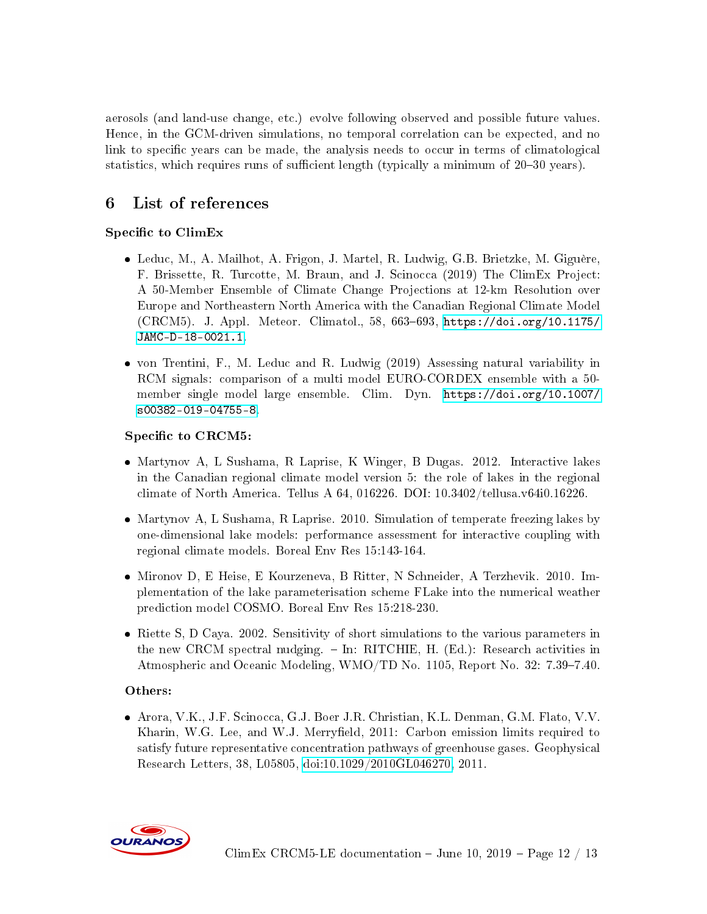aerosols (and land-use change, etc.) evolve following observed and possible future values. Hence, in the GCM-driven simulations, no temporal correlation can be expected, and no link to specific years can be made, the analysis needs to occur in terms of climatological statistics, which requires runs of sufficient length (typically a minimum of 20–30 years).

# 6 List of references

**Specific to ClimEx**

- Leduc, M., A. Mailhot, A. Frigon, J. Martel, R. Ludwig, G.B. Brietzke, M. Giguère, F. Brissette, R. Turcotte, M. Braun, and J. Scinocca (2019) The ClimEx Project: A 50-Member Ensemble of Climate Change Projections at 12-km Resolution over Europe and Northeastern North America with the Canadian Regional Climate Model (CRCM5). J. Appl. Meteor. Climatol., 58, 663–693, https://doi.org/10.1175/JAMC-D-18-0021.1.
- von Trentini, F., M. Leduc and R. Ludwig (2019) Assessing natural variability in RCM signals: comparison of a multi model EURO-CORDEX ensemble with a 50-member single model large ensemble. Clim. Dyn. https://doi.org/10.1007/s00382-019-04755-8.

**Specific to CRCM5:**

- Martynov A, L Sushama, R Laprise, K Winger, B Dugas. 2012. Interactive lakes in the Canadian regional climate model version 5: the role of lakes in the regional climate of North America. Tellus A 64, 016226. DOI: 10.3402/tellusa.v64i0.16226.
- Martynov A, L Sushama, R Laprise. 2010. Simulation of temperate freezing lakes by one-dimensional lake models: performance assessment for interactive coupling with regional climate models. Boreal Env Res 15:143-164.
- Mironov D, E Heise, E Kourzeneva, B Ritter, N Schneider, A Terzhevik. 2010. Implementation of the lake parameterisation scheme FLake into the numerical weather prediction model COSMO. Boreal Env Res 15:218-230.
- Riette S, D Caya. 2002. Sensitivity of short simulations to the various parameters in the new CRCM spectral nudging. – In: RITCHIE, H. (Ed.): Research activities in Atmospheric and Oceanic Modeling, WMO/TD No. 1105, Report No. 32: 7.39–7.40.

**Others:**

- Arora, V.K., J.F. Scinocca, G.J. Boer J.R. Christian, K.L. Denman, G.M. Flato, V.V. Kharin, W.G. Lee, and W.J. Merryfield, 2011: Carbon emission limits required to satisfy future representative concentration pathways of greenhouse gases. Geophysical Research Letters, 38, L05805, doi:10.1029/2010GL046270, 2011.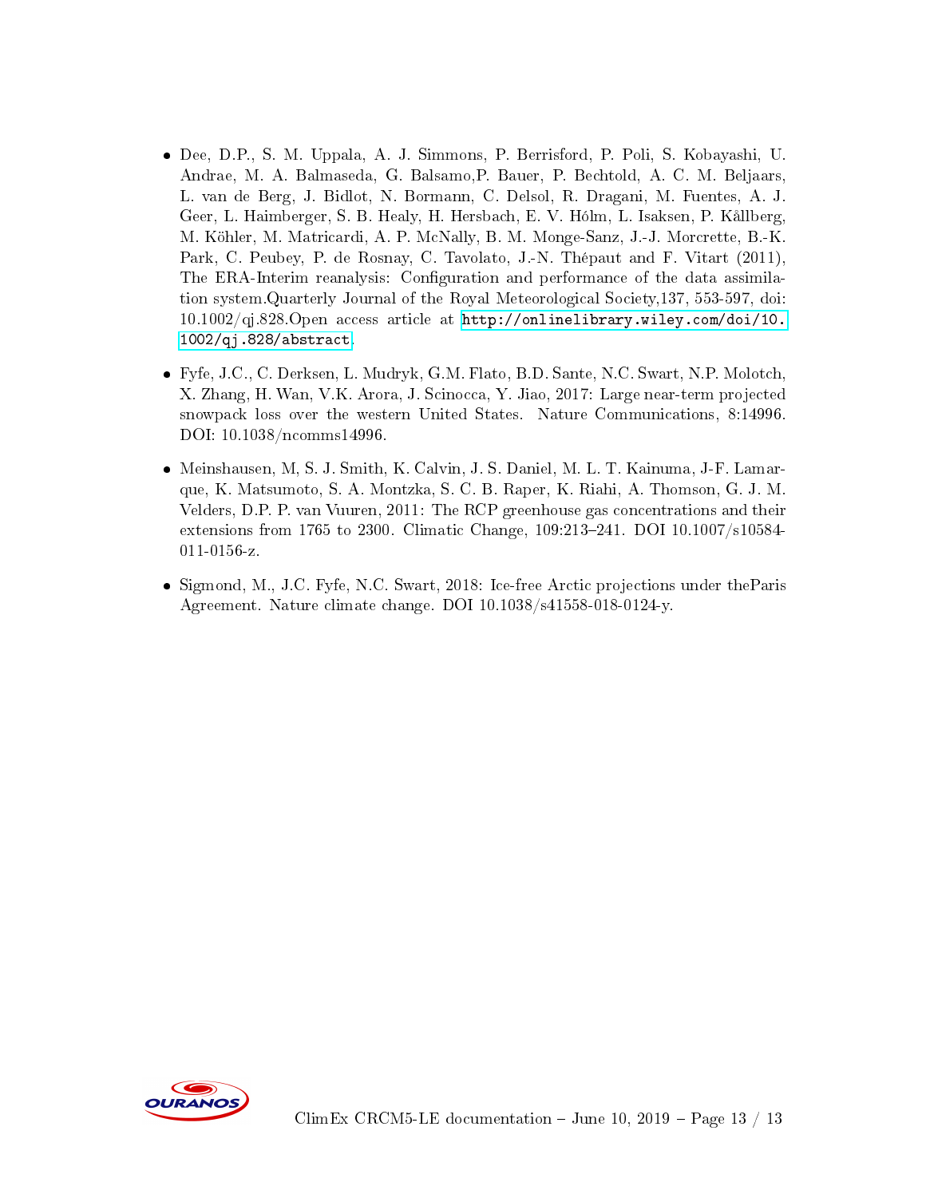- Dee, D.P., S. M. Uppala, A. J. Simmons, P. Berrisford, P. Poli, S. Kobayashi, U. Andrae, M. A. Balmaseda, G. Balsamo,P. Bauer, P. Bechtold, A. C. M. Beljaars, L. van de Berg, J. Bidlot, N. Bormann, C. Delsol, R. Dragani, M. Fuentes, A. J. Geer, L. Haimberger, S. B. Healy, H. Hersbach, E. V. Hólm, L. Isaksen, P. Kållberg, M. Köhler, M. Matricardi, A. P. McNally, B. M. Monge-Sanz, J.-J. Morcrette, B.-K. Park, C. Peubey, P. de Rosnay, C. Tavolato, J.-N. Thépaut and F. Vitart (2011), The ERA-Interim reanalysis: Configuration and performance of the data assimilation system.Quarterly Journal of the Royal Meteorological Society,137, 553-597, doi: 10.1002/qj.828.Open access article at http://onlinelibrary.wiley.com/doi/10.1002/qj.828/abstract.
- Fyfe, J.C., C. Derksen, L. Mudryk, G.M. Flato, B.D. Sante, N.C. Swart, N.P. Molotch, X. Zhang, H. Wan, V.K. Arora, J. Scinocca, Y. Jiao, 2017: Large near-term projected snowpack loss over the western United States. Nature Communications, 8:14996. DOI: 10.1038/ncomms14996.
- Meinshausen, M, S. J. Smith, K. Calvin, J. S. Daniel, M. L. T. Kainuma, J-F. Lamarque, K. Matsumoto, S. A. Montzka, S. C. B. Raper, K. Riahi, A. Thomson, G. J. M. Velders, D.P. P. van Vuuren, 2011: The RCP greenhouse gas concentrations and their extensions from 1765 to 2300. Climatic Change, 109:213–241. DOI 10.1007/s10584-011-0156-z.
- Sigmond, M., J.C. Fyfe, N.C. Swart, 2018: Ice-free Arctic projections under theParis Agreement. Nature climate change. DOI 10.1038/s41558-018-0124-y.